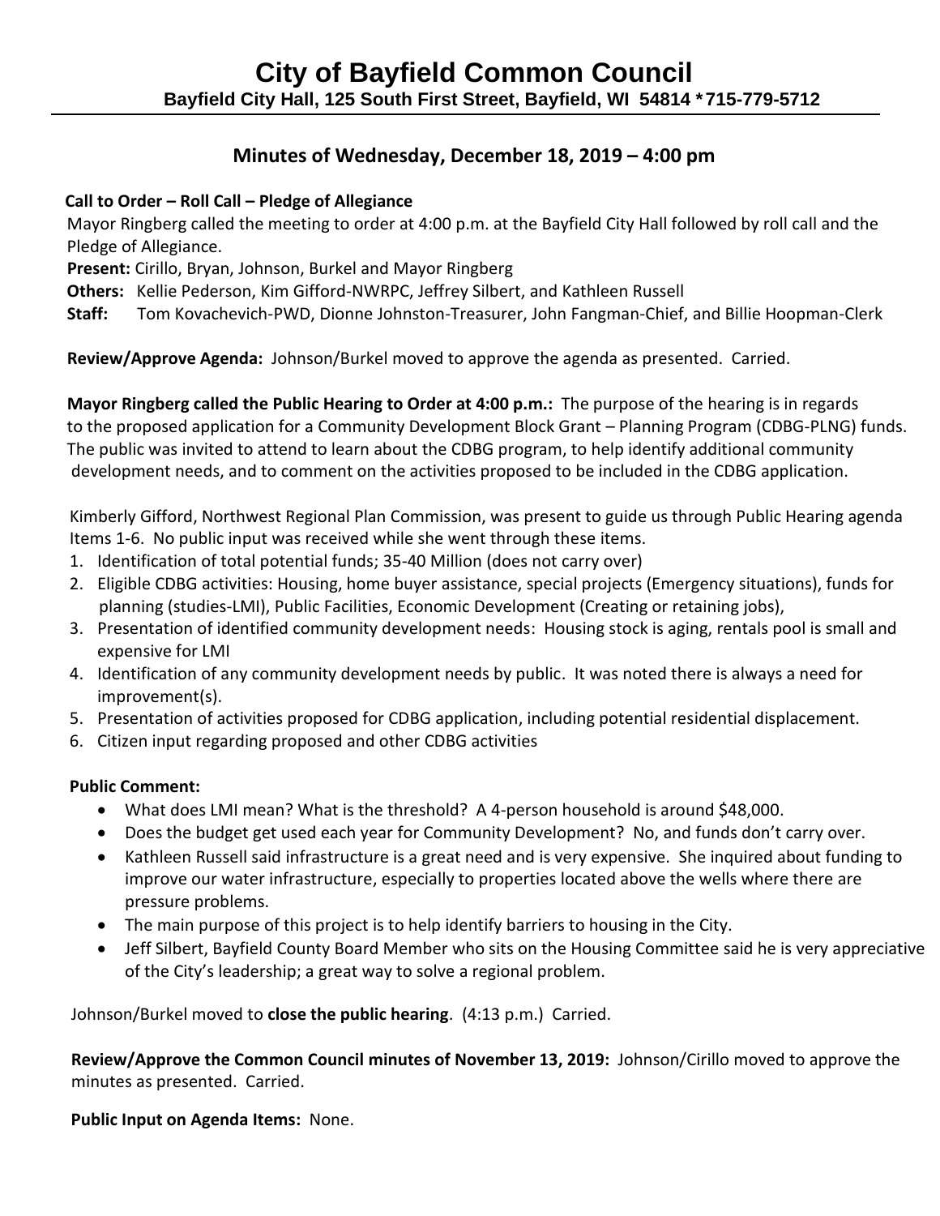# City of Bayfield Common Council

**Bayfield City Hall, 125 South First Street, Bayfield, WI 54814 *715-779-5712**

## Minutes of Wednesday, December 18, 2019 – 4:00 pm

**Call to Order – Roll Call – Pledge of Allegiance**

Mayor Ringberg called the meeting to order at 4:00 p.m. at the Bayfield City Hall followed by roll call and the Pledge of Allegiance.

**Present:** Cirillo, Bryan, Johnson, Burkel and Mayor Ringberg

**Others:** Kellie Pederson, Kim Gifford-NWRPC, Jeffrey Silbert, and Kathleen Russell

**Staff:** Tom Kovachevich-PWD, Dionne Johnston-Treasurer, John Fangman-Chief, and Billie Hoopman-Clerk

**Review/Approve Agenda:** Johnson/Burkel moved to approve the agenda as presented. Carried.

**Mayor Ringberg called the Public Hearing to Order at 4:00 p.m.:** The purpose of the hearing is in regards to the proposed application for a Community Development Block Grant – Planning Program (CDBG-PLNG) funds. The public was invited to attend to learn about the CDBG program, to help identify additional community development needs, and to comment on the activities proposed to be included in the CDBG application.

Kimberly Gifford, Northwest Regional Plan Commission, was present to guide us through Public Hearing agenda Items 1-6. No public input was received while she went through these items.

1. Identification of total potential funds; 35-40 Million (does not carry over)
2. Eligible CDBG activities: Housing, home buyer assistance, special projects (Emergency situations), funds for planning (studies-LMI), Public Facilities, Economic Development (Creating or retaining jobs),
3. Presentation of identified community development needs: Housing stock is aging, rentals pool is small and expensive for LMI
4. Identification of any community development needs by public. It was noted there is always a need for improvement(s).
5. Presentation of activities proposed for CDBG application, including potential residential displacement.
6. Citizen input regarding proposed and other CDBG activities

**Public Comment:**

- What does LMI mean? What is the threshold? A 4-person household is around $48,000.
- Does the budget get used each year for Community Development? No, and funds don't carry over.
- Kathleen Russell said infrastructure is a great need and is very expensive. She inquired about funding to improve our water infrastructure, especially to properties located above the wells where there are pressure problems.
- The main purpose of this project is to help identify barriers to housing in the City.
- Jeff Silbert, Bayfield County Board Member who sits on the Housing Committee said he is very appreciative of the City's leadership; a great way to solve a regional problem.

Johnson/Burkel moved to **close the public hearing**. (4:13 p.m.) Carried.

**Review/Approve the Common Council minutes of November 13, 2019:** Johnson/Cirillo moved to approve the minutes as presented. Carried.

**Public Input on Agenda Items:** None.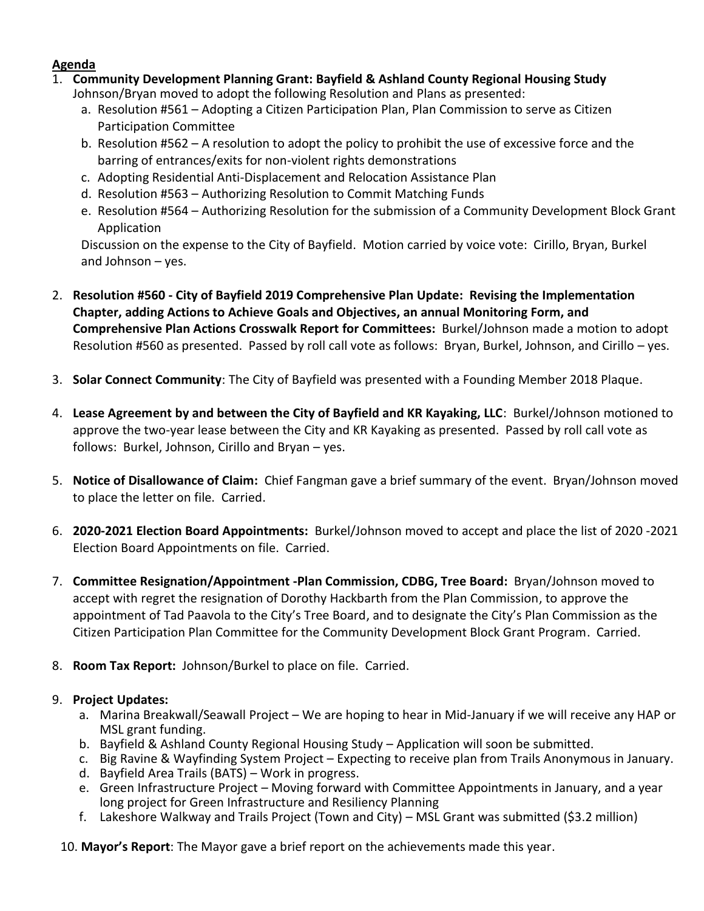**Agenda**

1. **Community Development Planning Grant: Bayfield & Ashland County Regional Housing Study**
   Johnson/Bryan moved to adopt the following Resolution and Plans as presented:
   a. Resolution #561 – Adopting a Citizen Participation Plan, Plan Commission to serve as Citizen Participation Committee
   b. Resolution #562 – A resolution to adopt the policy to prohibit the use of excessive force and the barring of entrances/exits for non-violent rights demonstrations
   c. Adopting Residential Anti-Displacement and Relocation Assistance Plan
   d. Resolution #563 – Authorizing Resolution to Commit Matching Funds
   e. Resolution #564 – Authorizing Resolution for the submission of a Community Development Block Grant Application

   Discussion on the expense to the City of Bayfield. Motion carried by voice vote: Cirillo, Bryan, Burkel and Johnson – yes.

2. **Resolution #560 - City of Bayfield 2019 Comprehensive Plan Update: Revising the Implementation Chapter, adding Actions to Achieve Goals and Objectives, an annual Monitoring Form, and Comprehensive Plan Actions Crosswalk Report for Committees:** Burkel/Johnson made a motion to adopt Resolution #560 as presented. Passed by roll call vote as follows: Bryan, Burkel, Johnson, and Cirillo – yes.

3. **Solar Connect Community**: The City of Bayfield was presented with a Founding Member 2018 Plaque.

4. **Lease Agreement by and between the City of Bayfield and KR Kayaking, LLC**: Burkel/Johnson motioned to approve the two-year lease between the City and KR Kayaking as presented. Passed by roll call vote as follows: Burkel, Johnson, Cirillo and Bryan – yes.

5. **Notice of Disallowance of Claim:** Chief Fangman gave a brief summary of the event. Bryan/Johnson moved to place the letter on file. Carried.

6. **2020-2021 Election Board Appointments:** Burkel/Johnson moved to accept and place the list of 2020 -2021 Election Board Appointments on file. Carried.

7. **Committee Resignation/Appointment -Plan Commission, CDBG, Tree Board:** Bryan/Johnson moved to accept with regret the resignation of Dorothy Hackbarth from the Plan Commission, to approve the appointment of Tad Paavola to the City's Tree Board, and to designate the City's Plan Commission as the Citizen Participation Plan Committee for the Community Development Block Grant Program. Carried.

8. **Room Tax Report:** Johnson/Burkel to place on file. Carried.

9. **Project Updates:**
   a. Marina Breakwall/Seawall Project – We are hoping to hear in Mid-January if we will receive any HAP or MSL grant funding.
   b. Bayfield & Ashland County Regional Housing Study – Application will soon be submitted.
   c. Big Ravine & Wayfinding System Project – Expecting to receive plan from Trails Anonymous in January.
   d. Bayfield Area Trails (BATS) – Work in progress.
   e. Green Infrastructure Project – Moving forward with Committee Appointments in January, and a year long project for Green Infrastructure and Resiliency Planning
   f. Lakeshore Walkway and Trails Project (Town and City) – MSL Grant was submitted ($3.2 million)

10. **Mayor's Report**: The Mayor gave a brief report on the achievements made this year.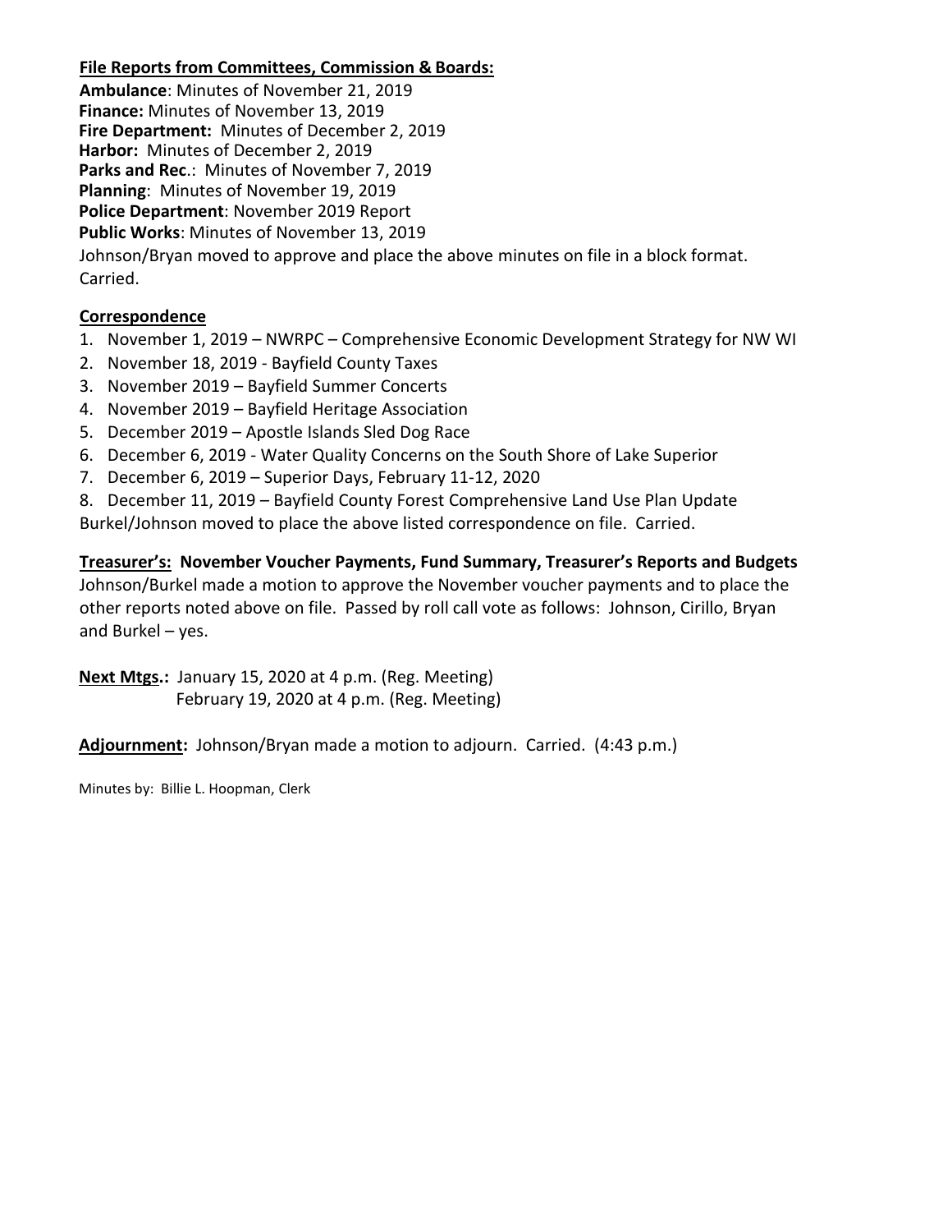**File Reports from Committees, Commission & Boards:**

**Ambulance**: Minutes of November 21, 2019
**Finance:** Minutes of November 13, 2019
**Fire Department:** Minutes of December 2, 2019
**Harbor:** Minutes of December 2, 2019
**Parks and Rec**.: Minutes of November 7, 2019
**Planning**: Minutes of November 19, 2019
**Police Department**: November 2019 Report
**Public Works**: Minutes of November 13, 2019

Johnson/Bryan moved to approve and place the above minutes on file in a block format. Carried.

**Correspondence**

1. November 1, 2019 – NWRPC – Comprehensive Economic Development Strategy for NW WI
2. November 18, 2019 - Bayfield County Taxes
3. November 2019 – Bayfield Summer Concerts
4. November 2019 – Bayfield Heritage Association
5. December 2019 – Apostle Islands Sled Dog Race
6. December 6, 2019 - Water Quality Concerns on the South Shore of Lake Superior
7. December 6, 2019 – Superior Days, February 11-12, 2020
8. December 11, 2019 – Bayfield County Forest Comprehensive Land Use Plan Update

Burkel/Johnson moved to place the above listed correspondence on file. Carried.

**Treasurer's: November Voucher Payments, Fund Summary, Treasurer's Reports and Budgets**
Johnson/Burkel made a motion to approve the November voucher payments and to place the other reports noted above on file. Passed by roll call vote as follows: Johnson, Cirillo, Bryan and Burkel – yes.

**Next Mtgs.:** January 15, 2020 at 4 p.m. (Reg. Meeting)
February 19, 2020 at 4 p.m. (Reg. Meeting)

**Adjournment:** Johnson/Bryan made a motion to adjourn. Carried. (4:43 p.m.)

Minutes by: Billie L. Hoopman, Clerk